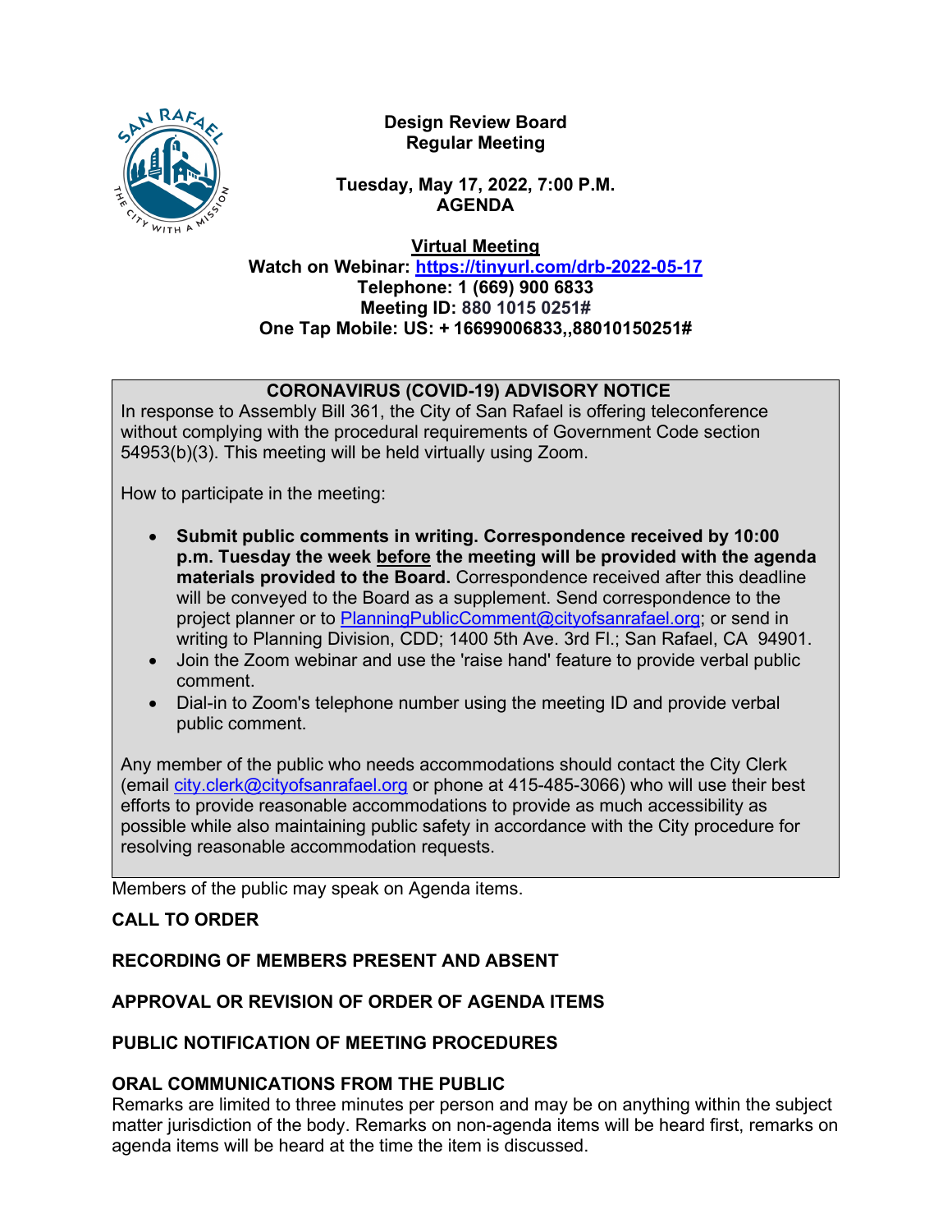**Design Review Board**
**Regular Meeting**

**Tuesday, May 17, 2022, 7:00 P.M.**
**AGENDA**

**Virtual Meeting**
**Watch on Webinar: https://tinyurl.com/drb-2022-05-17**
**Telephone: 1 (669) 900 6833**
**Meeting ID: 880 1015 0251#**
**One Tap Mobile: US: + 16699006833,,88010150251#**

**CORONAVIRUS (COVID-19) ADVISORY NOTICE**

In response to Assembly Bill 361, the City of San Rafael is offering teleconference without complying with the procedural requirements of Government Code section 54953(b)(3). This meeting will be held virtually using Zoom.

How to participate in the meeting:

- **Submit public comments in writing. Correspondence received by 10:00 p.m. Tuesday the week before the meeting will be provided with the agenda materials provided to the Board.** Correspondence received after this deadline will be conveyed to the Board as a supplement. Send correspondence to the project planner or to PlanningPublicComment@cityofsanrafael.org; or send in writing to Planning Division, CDD; 1400 5th Ave. 3rd Fl.; San Rafael, CA 94901.
- Join the Zoom webinar and use the 'raise hand' feature to provide verbal public comment.
- Dial-in to Zoom's telephone number using the meeting ID and provide verbal public comment.

Any member of the public who needs accommodations should contact the City Clerk (email city.clerk@cityofsanrafael.org or phone at 415-485-3066) who will use their best efforts to provide reasonable accommodations to provide as much accessibility as possible while also maintaining public safety in accordance with the City procedure for resolving reasonable accommodation requests.

Members of the public may speak on Agenda items.

**CALL TO ORDER**

**RECORDING OF MEMBERS PRESENT AND ABSENT**

**APPROVAL OR REVISION OF ORDER OF AGENDA ITEMS**

**PUBLIC NOTIFICATION OF MEETING PROCEDURES**

**ORAL COMMUNICATIONS FROM THE PUBLIC**

Remarks are limited to three minutes per person and may be on anything within the subject matter jurisdiction of the body. Remarks on non-agenda items will be heard first, remarks on agenda items will be heard at the time the item is discussed.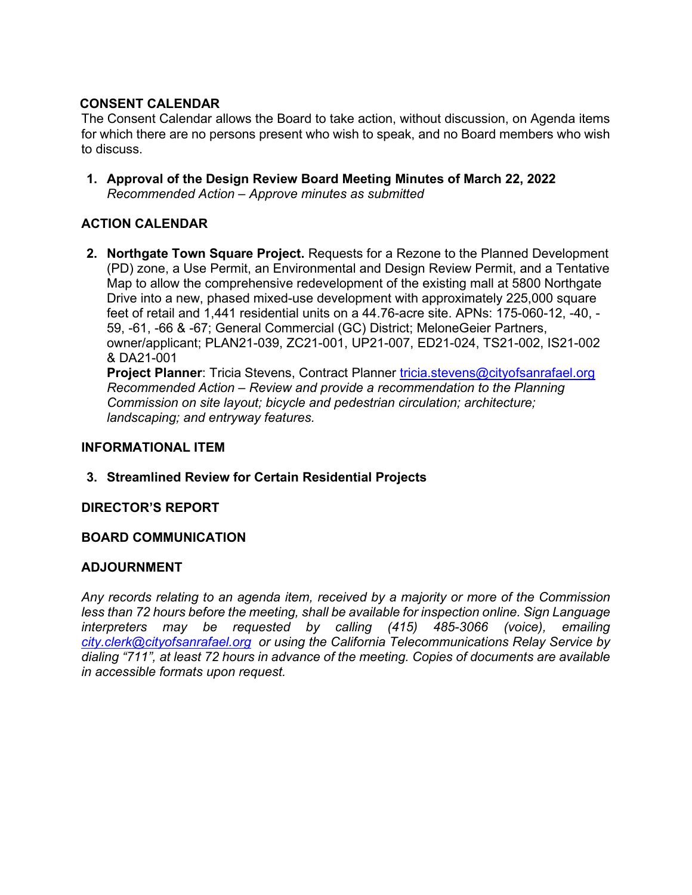## CONSENT CALENDAR

The Consent Calendar allows the Board to take action, without discussion, on Agenda items for which there are no persons present who wish to speak, and no Board members who wish to discuss.

1. **Approval of the Design Review Board Meeting Minutes of March 22, 2022**
   *Recommended Action – Approve minutes as submitted*

## ACTION CALENDAR

2. **Northgate Town Square Project.** Requests for a Rezone to the Planned Development (PD) zone, a Use Permit, an Environmental and Design Review Permit, and a Tentative Map to allow the comprehensive redevelopment of the existing mall at 5800 Northgate Drive into a new, phased mixed-use development with approximately 225,000 square feet of retail and 1,441 residential units on a 44.76-acre site. APNs: 175-060-12, -40, -59, -61, -66 & -67; General Commercial (GC) District; MeloneGeier Partners, owner/applicant; PLAN21-039, ZC21-001, UP21-007, ED21-024, TS21-002, IS21-002 & DA21-001
   **Project Planner**: Tricia Stevens, Contract Planner tricia.stevens@cityofsanrafael.org
   *Recommended Action – Review and provide a recommendation to the Planning Commission on site layout; bicycle and pedestrian circulation; architecture; landscaping; and entryway features.*

## INFORMATIONAL ITEM

3. **Streamlined Review for Certain Residential Projects**

## DIRECTOR'S REPORT

## BOARD COMMUNICATION

## ADJOURNMENT

*Any records relating to an agenda item, received by a majority or more of the Commission less than 72 hours before the meeting, shall be available for inspection online. Sign Language interpreters may be requested by calling (415) 485-3066 (voice), emailing city.clerk@cityofsanrafael.org or using the California Telecommunications Relay Service by dialing "711", at least 72 hours in advance of the meeting. Copies of documents are available in accessible formats upon request.*